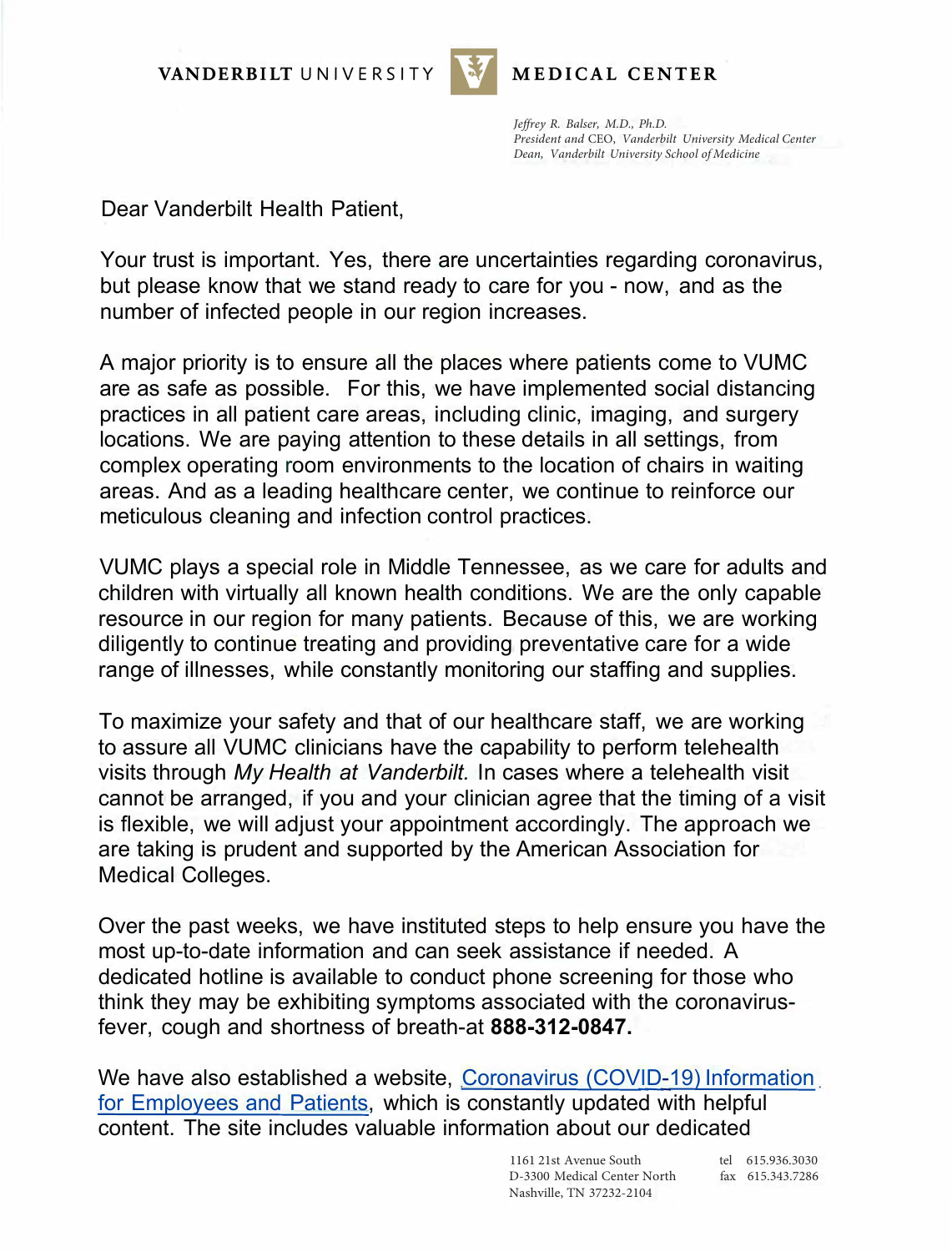VANDERBILT UNIVERSITY MEDICAL CENTER

*Jeffrey R. Balser, M.D., Ph.D.*
*President and CEO, Vanderbilt University Medical Center*
*Dean, Vanderbilt University School of Medicine*

Dear Vanderbilt Health Patient,

Your trust is important. Yes, there are uncertainties regarding coronavirus, but please know that we stand ready to care for you - now, and as the number of infected people in our region increases.

A major priority is to ensure all the places where patients come to VUMC are as safe as possible. For this, we have implemented social distancing practices in all patient care areas, including clinic, imaging, and surgery locations. We are paying attention to these details in all settings, from complex operating room environments to the location of chairs in waiting areas. And as a leading healthcare center, we continue to reinforce our meticulous cleaning and infection control practices.

VUMC plays a special role in Middle Tennessee, as we care for adults and children with virtually all known health conditions. We are the only capable resource in our region for many patients. Because of this, we are working diligently to continue treating and providing preventative care for a wide range of illnesses, while constantly monitoring our staffing and supplies.

To maximize your safety and that of our healthcare staff, we are working to assure all VUMC clinicians have the capability to perform telehealth visits through *My Health at Vanderbilt.* In cases where a telehealth visit cannot be arranged, if you and your clinician agree that the timing of a visit is flexible, we will adjust your appointment accordingly. The approach we are taking is prudent and supported by the American Association for Medical Colleges.

Over the past weeks, we have instituted steps to help ensure you have the most up-to-date information and can seek assistance if needed. A dedicated hotline is available to conduct phone screening for those who think they may be exhibiting symptoms associated with the coronavirus-fever, cough and shortness of breath-at **888-312-0847.**

We have also established a website, Coronavirus (COVID-19) Information for Employees and Patients, which is constantly updated with helpful content. The site includes valuable information about our dedicated

1161 21st Avenue South
D-3300 Medical Center North
Nashville, TN 37232-2104

tel 615.936.3030
fax 615.343.7286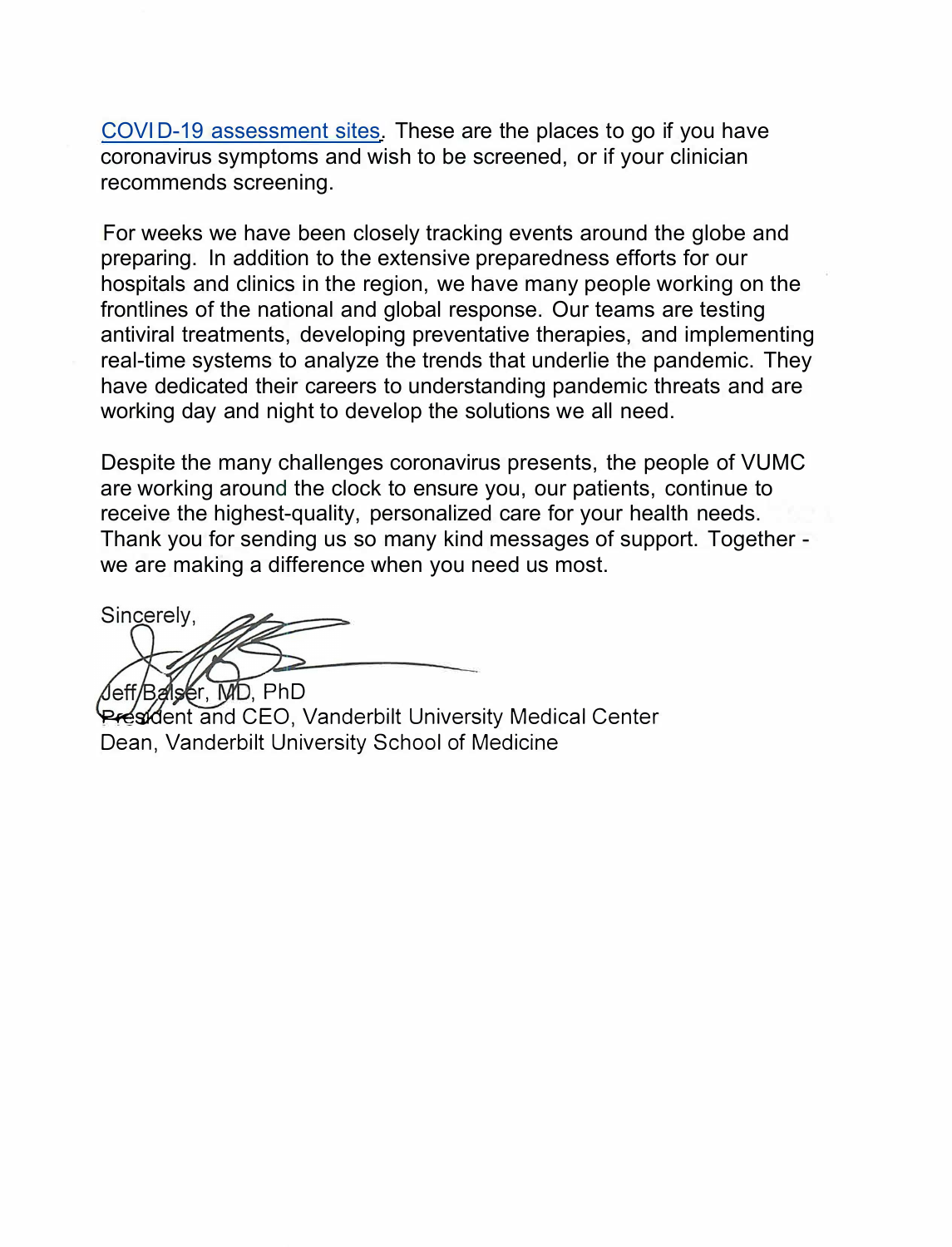COVID-19 assessment sites. These are the places to go if you have coronavirus symptoms and wish to be screened, or if your clinician recommends screening.

For weeks we have been closely tracking events around the globe and preparing. In addition to the extensive preparedness efforts for our hospitals and clinics in the region, we have many people working on the frontlines of the national and global response. Our teams are testing antiviral treatments, developing preventative therapies, and implementing real-time systems to analyze the trends that underlie the pandemic. They have dedicated their careers to understanding pandemic threats and are working day and night to develop the solutions we all need.

Despite the many challenges coronavirus presents, the people of VUMC are working around the clock to ensure you, our patients, continue to receive the highest-quality, personalized care for your health needs. Thank you for sending us so many kind messages of support. Together - we are making a difference when you need us most.

Sincerely,

Jeff Balser, MD, PhD  
President and CEO, Vanderbilt University Medical Center  
Dean, Vanderbilt University School of Medicine